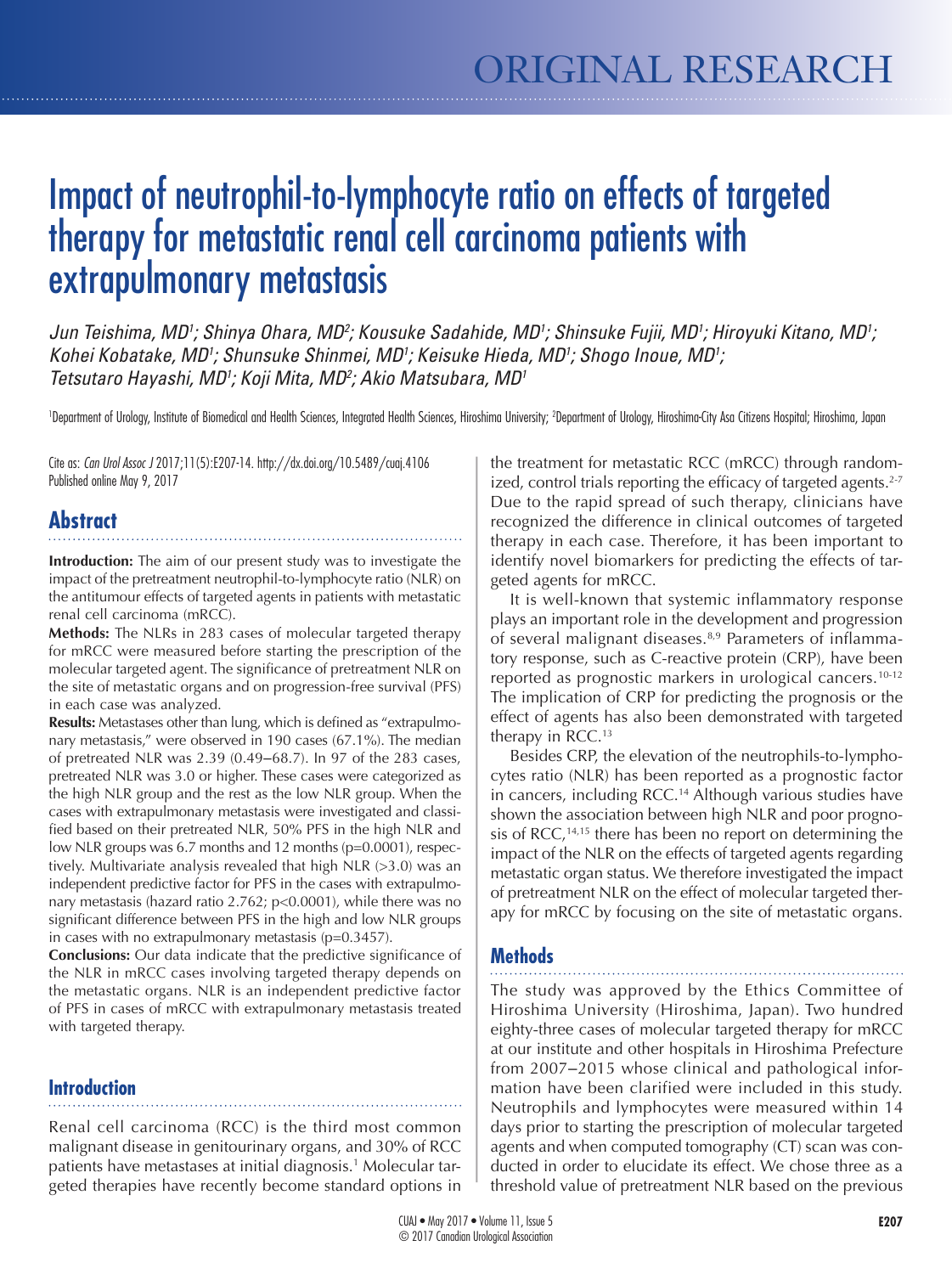ORIGINAL RESEARCH

# Impact of neutrophil-to-lymphocyte ratio on effects of targeted therapy for metastatic renal cell carcinoma patients with extrapulmonary metastasis

*Jun Teishima, MD[1]; Shinya Ohara, MD[2]; Kousuke Sadahide, MD[1]; Shinsuke Fujii, MD[1]; Hiroyuki Kitano, MD[1]; Kohei Kobatake, MD[1]; Shunsuke Shinmei, MD[1]; Keisuke Hieda, MD[1]; Shogo Inoue, MD[1]; Tetsutaro Hayashi, MD[1]; Koji Mita, MD[2]; Akio Matsubara, MD[1]*

[1]Department of Urology, Institute of Biomedical and Health Sciences, Integrated Health Sciences, Hiroshima University; [2]Department of Urology, Hiroshima-City Asa Citizens Hospital; Hiroshima, Japan

Cite as: *Can Urol Assoc J* 2017;11(5):E207-14. http://dx.doi.org/10.5489/cuaj.4106
Published online May 9, 2017

## Abstract

**Introduction:** The aim of our present study was to investigate the impact of the pretreatment neutrophil-to-lymphocyte ratio (NLR) on the antitumour effects of targeted agents in patients with metastatic renal cell carcinoma (mRCC).

**Methods:** The NLRs in 283 cases of molecular targeted therapy for mRCC were measured before starting the prescription of the molecular targeted agent. The significance of pretreatment NLR on the site of metastatic organs and on progression-free survival (PFS) in each case was analyzed.

**Results:** Metastases other than lung, which is defined as "extrapulmonary metastasis," were observed in 190 cases (67.1%). The median of pretreated NLR was 2.39 (0.49‒68.7). In 97 of the 283 cases, pretreated NLR was 3.0 or higher. These cases were categorized as the high NLR group and the rest as the low NLR group. When the cases with extrapulmonary metastasis were investigated and classified based on their pretreated NLR, 50% PFS in the high NLR and low NLR groups was 6.7 months and 12 months (p=0.0001), respectively. Multivariate analysis revealed that high NLR (>3.0) was an independent predictive factor for PFS in the cases with extrapulmonary metastasis (hazard ratio 2.762; p<0.0001), while there was no significant difference between PFS in the high and low NLR groups in cases with no extrapulmonary metastasis (p=0.3457).

**Conclusions:** Our data indicate that the predictive significance of the NLR in mRCC cases involving targeted therapy depends on the metastatic organs. NLR is an independent predictive factor of PFS in cases of mRCC with extrapulmonary metastasis treated with targeted therapy.

## Introduction

Renal cell carcinoma (RCC) is the third most common malignant disease in genitourinary organs, and 30% of RCC patients have metastases at initial diagnosis.[1] Molecular targeted therapies have recently become standard options in the treatment for metastatic RCC (mRCC) through randomized, control trials reporting the efficacy of targeted agents.[2-7] Due to the rapid spread of such therapy, clinicians have recognized the difference in clinical outcomes of targeted therapy in each case. Therefore, it has been important to identify novel biomarkers for predicting the effects of targeted agents for mRCC.

It is well-known that systemic inflammatory response plays an important role in the development and progression of several malignant diseases.[8,9] Parameters of inflammatory response, such as C-reactive protein (CRP), have been reported as prognostic markers in urological cancers.[10-12] The implication of CRP for predicting the prognosis or the effect of agents has also been demonstrated with targeted therapy in RCC.[13]

Besides CRP, the elevation of the neutrophils-to-lymphocytes ratio (NLR) has been reported as a prognostic factor in cancers, including RCC.[14] Although various studies have shown the association between high NLR and poor prognosis of RCC,[14,15] there has been no report on determining the impact of the NLR on the effects of targeted agents regarding metastatic organ status. We therefore investigated the impact of pretreatment NLR on the effect of molecular targeted therapy for mRCC by focusing on the site of metastatic organs.

## Methods

The study was approved by the Ethics Committee of Hiroshima University (Hiroshima, Japan). Two hundred eighty-three cases of molecular targeted therapy for mRCC at our institute and other hospitals in Hiroshima Prefecture from 2007‒2015 whose clinical and pathological information have been clarified were included in this study. Neutrophils and lymphocytes were measured within 14 days prior to starting the prescription of molecular targeted agents and when computed tomography (CT) scan was conducted in order to elucidate its effect. We chose three as a threshold value of pretreatment NLR based on the previous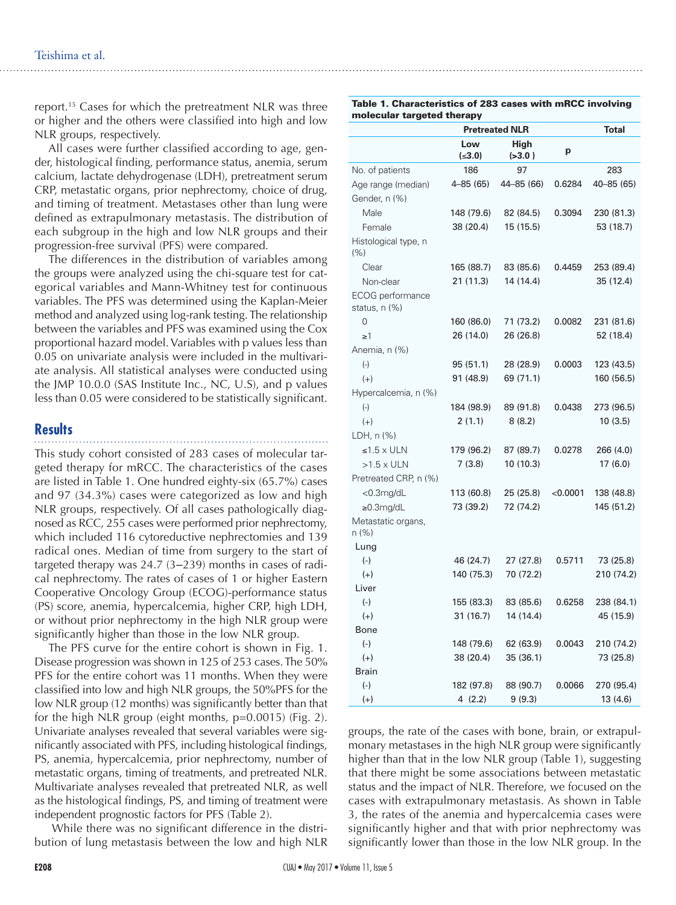report.[15] Cases for which the pretreatment NLR was three or higher and the others were classified into high and low NLR groups, respectively.

All cases were further classified according to age, gender, histological finding, performance status, anemia, serum calcium, lactate dehydrogenase (LDH), pretreatment serum CRP, metastatic organs, prior nephrectomy, choice of drug, and timing of treatment. Metastases other than lung were defined as extrapulmonary metastasis. The distribution of each subgroup in the high and low NLR groups and their progression-free survival (PFS) were compared.

The differences in the distribution of variables among the groups were analyzed using the chi-square test for categorical variables and Mann-Whitney test for continuous variables. The PFS was determined using the Kaplan-Meier method and analyzed using log-rank testing. The relationship between the variables and PFS was examined using the Cox proportional hazard model. Variables with p values less than 0.05 on univariate analysis were included in the multivariate analysis. All statistical analyses were conducted using the JMP 10.0.0 (SAS Institute Inc., NC, U.S), and p values less than 0.05 were considered to be statistically significant.

## Results

This study cohort consisted of 283 cases of molecular targeted therapy for mRCC. The characteristics of the cases are listed in Table 1. One hundred eighty-six (65.7%) cases and 97 (34.3%) cases were categorized as low and high NLR groups, respectively. Of all cases pathologically diagnosed as RCC, 255 cases were performed prior nephrectomy, which included 116 cytoreductive nephrectomies and 139 radical ones. Median of time from surgery to the start of targeted therapy was 24.7 (3–239) months in cases of radical nephrectomy. The rates of cases of 1 or higher Eastern Cooperative Oncology Group (ECOG)-performance status (PS) score, anemia, hypercalcemia, higher CRP, high LDH, or without prior nephrectomy in the high NLR group were significantly higher than those in the low NLR group.

The PFS curve for the entire cohort is shown in Fig. 1. Disease progression was shown in 125 of 253 cases. The 50% PFS for the entire cohort was 11 months. When they were classified into low and high NLR groups, the 50%PFS for the low NLR group (12 months) was significantly better than that for the high NLR group (eight months, p=0.0015) (Fig. 2). Univariate analyses revealed that several variables were significantly associated with PFS, including histological findings, PS, anemia, hypercalcemia, prior nephrectomy, number of metastatic organs, timing of treatments, and pretreated NLR. Multivariate analyses revealed that pretreated NLR, as well as the histological findings, PS, and timing of treatment were independent prognostic factors for PFS (Table 2).

While there was no significant difference in the distribution of lung metastasis between the low and high NLR groups, the rate of the cases with bone, brain, or extrapulmonary metastases in the high NLR group were significantly higher than that in the low NLR group (Table 1), suggesting that there might be some associations between metastatic status and the impact of NLR. Therefore, we focused on the cases with extrapulmonary metastasis. As shown in Table 3, the rates of the anemia and hypercalcemia cases were significantly higher and that with prior nephrectomy was significantly lower than those in the low NLR group. In the

**Table 1. Characteristics of 283 cases with mRCC involving molecular targeted therapy**

| | Pretreated NLR | | | Total |
|---|---|---|---|---|
| | Low (≤3.0) | High (>3.0 ) | p | |
| No. of patients | 186 | 97 | | 283 |
| Age range (median) | 4–85 (65) | 44–85 (66) | 0.6284 | 40–85 (65) |
| Gender, n (%) | | | | |
| Male | 148 (79.6) | 82 (84.5) | 0.3094 | 230 (81.3) |
| Female | 38 (20.4) | 15 (15.5) | | 53 (18.7) |
| Histological type, n (%) | | | | |
| Clear | 165 (88.7) | 83 (85.6) | 0.4459 | 253 (89.4) |
| Non-clear | 21 (11.3) | 14 (14.4) | | 35 (12.4) |
| ECOG performance status, n (%) | | | | |
| 0 | 160 (86.0) | 71 (73.2) | 0.0082 | 231 (81.6) |
| ≥1 | 26 (14.0) | 26 (26.8) | | 52 (18.4) |
| Anemia, n (%) | | | | |
| (-) | 95 (51.1) | 28 (28.9) | 0.0003 | 123 (43.5) |
| (+) | 91 (48.9) | 69 (71.1) | | 160 (56.5) |
| Hypercalcemia, n (%) | | | | |
| (-) | 184 (98.9) | 89 (91.8) | 0.0438 | 273 (96.5) |
| (+) | 2 (1.1) | 8 (8.2) | | 10 (3.5) |
| LDH, n (%) | | | | |
| ≤1.5 x ULN | 179 (96.2) | 87 (89.7) | 0.0278 | 266 (4.0) |
| >1.5 x ULN | 7 (3.8) | 10 (10.3) | | 17 (6.0) |
| Pretreated CRP, n (%) | | | | |
| <0.3mg/dL | 113 (60.8) | 25 (25.8) | <0.0001 | 138 (48.8) |
| ≥0.3mg/dL | 73 (39.2) | 72 (74.2) | | 145 (51.2) |
| Metastatic organs, n (%) | | | | |
| Lung | | | | |
| (-) | 46 (24.7) | 27 (27.8) | 0.5711 | 73 (25.8) |
| (+) | 140 (75.3) | 70 (72.2) | | 210 (74.2) |
| Liver | | | | |
| (-) | 155 (83.3) | 83 (85.6) | 0.6258 | 238 (84.1) |
| (+) | 31 (16.7) | 14 (14.4) | | 45 (15.9) |
| Bone | | | | |
| (-) | 148 (79.6) | 62 (63.9) | 0.0043 | 210 (74.2) |
| (+) | 38 (20.4) | 35 (36.1) | | 73 (25.8) |
| Brain | | | | |
| (-) | 182 (97.8) | 88 (90.7) | 0.0066 | 270 (95.4) |
| (+) | 4 (2.2) | 9 (9.3) | | 13 (4.6) |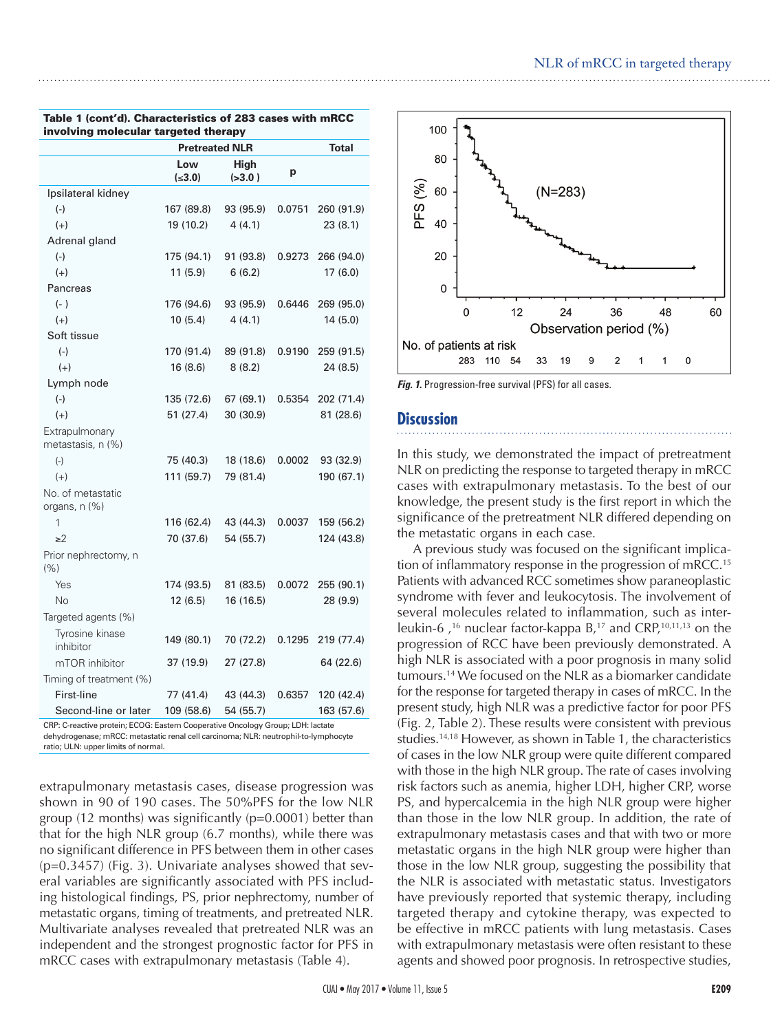**Table 1 (cont'd). Characteristics of 283 cases with mRCC involving molecular targeted therapy**

| | Pretreated NLR | | | Total |
|---|---|---|---|---|
| | Low (≤3.0) | High (>3.0 ) | p | |
| Ipsilateral kidney | | | | |
| (-) | 167 (89.8) | 93 (95.9) | 0.0751 | 260 (91.9) |
| (+) | 19 (10.2) | 4 (4.1) | | 23 (8.1) |
| Adrenal gland | | | | |
| (-) | 175 (94.1) | 91 (93.8) | 0.9273 | 266 (94.0) |
| (+) | 11 (5.9) | 6 (6.2) | | 17 (6.0) |
| Pancreas | | | | |
| (- ) | 176 (94.6) | 93 (95.9) | 0.6446 | 269 (95.0) |
| (+) | 10 (5.4) | 4 (4.1) | | 14 (5.0) |
| Soft tissue | | | | |
| (-) | 170 (91.4) | 89 (91.8) | 0.9190 | 259 (91.5) |
| (+) | 16 (8.6) | 8 (8.2) | | 24 (8.5) |
| Lymph node | | | | |
| (-) | 135 (72.6) | 67 (69.1) | 0.5354 | 202 (71.4) |
| (+) | 51 (27.4) | 30 (30.9) | | 81 (28.6) |
| Extrapulmonary metastasis, n (%) | | | | |
| (-) | 75 (40.3) | 18 (18.6) | 0.0002 | 93 (32.9) |
| (+) | 111 (59.7) | 79 (81.4) | | 190 (67.1) |
| No. of metastatic organs, n (%) | | | | |
| 1 | 116 (62.4) | 43 (44.3) | 0.0037 | 159 (56.2) |
| ≥2 | 70 (37.6) | 54 (55.7) | | 124 (43.8) |
| Prior nephrectomy, n (%) | | | | |
| Yes | 174 (93.5) | 81 (83.5) | 0.0072 | 255 (90.1) |
| No | 12 (6.5) | 16 (16.5) | | 28 (9.9) |
| Targeted agents (%) | | | | |
| Tyrosine kinase inhibitor | 149 (80.1) | 70 (72.2) | 0.1295 | 219 (77.4) |
| mTOR inhibitor | 37 (19.9) | 27 (27.8) | | 64 (22.6) |
| Timing of treatment (%) | | | | |
| First-line | 77 (41.4) | 43 (44.3) | 0.6357 | 120 (42.4) |
| Second-line or later | 109 (58.6) | 54 (55.7) | | 163 (57.6) |

CRP: C-reactive protein; ECOG: Eastern Cooperative Oncology Group; LDH: lactate dehydrogenase; mRCC: metastatic renal cell carcinoma; NLR: neutrophil-to-lymphocyte ratio; ULN: upper limits of normal.

extrapulmonary metastasis cases, disease progression was shown in 90 of 190 cases. The 50%PFS for the low NLR group (12 months) was significantly ($p=0.0001$) better than that for the high NLR group (6.7 months), while there was no significant difference in PFS between them in other cases ($p=0.3457$) (Fig. 3). Univariate analyses showed that several variables are significantly associated with PFS including histological findings, PS, prior nephrectomy, number of metastatic organs, timing of treatments, and pretreated NLR. Multivariate analyses revealed that pretreated NLR was an independent and the strongest prognostic factor for PFS in mRCC cases with extrapulmonary metastasis (Table 4).

*Fig. 1.* Progression-free survival (PFS) for all cases.

## Discussion

In this study, we demonstrated the impact of pretreatment NLR on predicting the response to targeted therapy in mRCC cases with extrapulmonary metastasis. To the best of our knowledge, the present study is the first report in which the significance of the pretreatment NLR differed depending on the metastatic organs in each case.

A previous study was focused on the significant implication of inflammatory response in the progression of mRCC.[15] Patients with advanced RCC sometimes show paraneoplastic syndrome with fever and leukocytosis. The involvement of several molecules related to inflammation, such as interleukin-6 ,[16] nuclear factor-kappa B,[17] and CRP,[10,11,13] on the progression of RCC have been previously demonstrated. A high NLR is associated with a poor prognosis in many solid tumours.[14] We focused on the NLR as a biomarker candidate for the response for targeted therapy in cases of mRCC. In the present study, high NLR was a predictive factor for poor PFS (Fig. 2, Table 2). These results were consistent with previous studies.[14,18] However, as shown in Table 1, the characteristics of cases in the low NLR group were quite different compared with those in the high NLR group. The rate of cases involving risk factors such as anemia, higher LDH, higher CRP, worse PS, and hypercalcemia in the high NLR group were higher than those in the low NLR group. In addition, the rate of extrapulmonary metastasis cases and that with two or more metastatic organs in the high NLR group were higher than those in the low NLR group, suggesting the possibility that the NLR is associated with metastatic status. Investigators have previously reported that systemic therapy, including targeted therapy and cytokine therapy, was expected to be effective in mRCC patients with lung metastasis. Cases with extrapulmonary metastasis were often resistant to these agents and showed poor prognosis. In retrospective studies,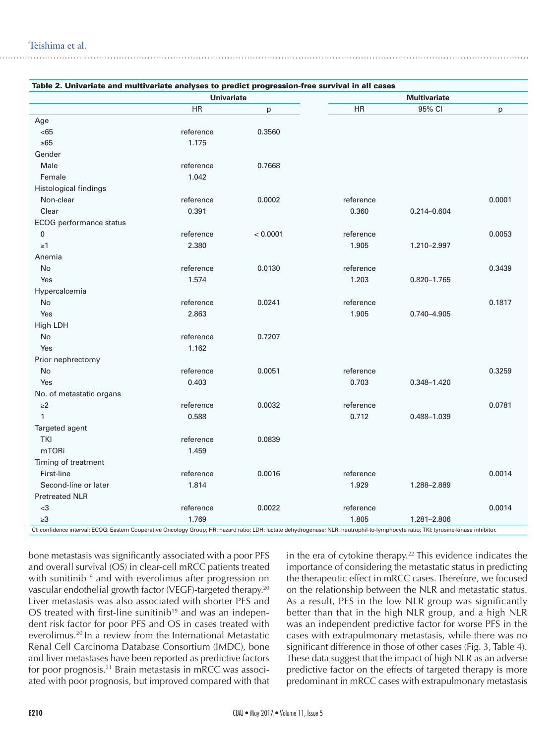**Table 2. Univariate and multivariate analyses to predict progression-free survival in all cases**

| | Univariate | | Multivariate | | |
|---|---|---|---|---|---|
| | HR | p | HR | 95% CI | p |
| Age | | | | | |
| <65 | reference | 0.3560 | | | |
| ≥65 | 1.175 | | | | |
| Gender | | | | | |
| Male | reference | 0.7668 | | | |
| Female | 1.042 | | | | |
| Histological findings | | | | | |
| Non-clear | reference | 0.0002 | reference | | 0.0001 |
| Clear | 0.391 | | 0.360 | 0.214–0.604 | |
| ECOG performance status | | | | | |
| 0 | reference | < 0.0001 | reference | | 0.0053 |
| ≥1 | 2.380 | | 1.905 | 1.210–2.997 | |
| Anemia | | | | | |
| No | reference | 0.0130 | reference | | 0.3439 |
| Yes | 1.574 | | 1.203 | 0.820–1.765 | |
| Hypercalcemia | | | | | |
| No | reference | 0.0241 | reference | | 0.1817 |
| Yes | 2.863 | | 1.905 | 0.740–4.905 | |
| High LDH | | | | | |
| No | reference | 0.7207 | | | |
| Yes | 1.162 | | | | |
| Prior nephrectomy | | | | | |
| No | reference | 0.0051 | reference | | 0.3259 |
| Yes | 0.403 | | 0.703 | 0.348–1.420 | |
| No. of metastatic organs | | | | | |
| ≥2 | reference | 0.0032 | reference | | 0.0781 |
| 1 | 0.588 | | 0.712 | 0.488–1.039 | |
| Targeted agent | | | | | |
| TKI | reference | 0.0839 | | | |
| mTORi | 1.459 | | | | |
| Timing of treatment | | | | | |
| First-line | reference | 0.0016 | reference | | 0.0014 |
| Second-line or later | 1.814 | | 1.929 | 1.288–2.889 | |
| Pretreated NLR | | | | | |
| <3 | reference | 0.0022 | reference | | 0.0014 |
| ≥3 | 1.769 | | 1.805 | 1.281–2.806 | |

CI: confidence interval; ECOG: Eastern Cooperative Oncology Group; HR: hazard ratio; LDH: lactate dehydrogenase; NLR: neutrophil-to-lymphocyte ratio; TKI: tyrosine-kinase inhibitor.

bone metastasis was significantly associated with a poor PFS and overall survival (OS) in clear-cell mRCC patients treated with sunitinib[19] and with everolimus after progression on vascular endothelial growth factor (VEGF)-targeted therapy.[20] Liver metastasis was also associated with shorter PFS and OS treated with first-line sunitinib[19] and was an independent risk factor for poor PFS and OS in cases treated with everolimus.[20] In a review from the International Metastatic Renal Cell Carcinoma Database Consortium (IMDC), bone and liver metastases have been reported as predictive factors for poor prognosis.[21] Brain metastasis in mRCC was associated with poor prognosis, but improved compared with that in the era of cytokine therapy.[22] This evidence indicates the importance of considering the metastatic status in predicting the therapeutic effect in mRCC cases. Therefore, we focused on the relationship between the NLR and metastatic status. As a result, PFS in the low NLR group was significantly better than that in the high NLR group, and a high NLR was an independent predictive factor for worse PFS in the cases with extrapulmonary metastasis, while there was no significant difference in those of other cases (Fig. 3, Table 4). These data suggest that the impact of high NLR as an adverse predictive factor on the effects of targeted therapy is more predominant in mRCC cases with extrapulmonary metastasis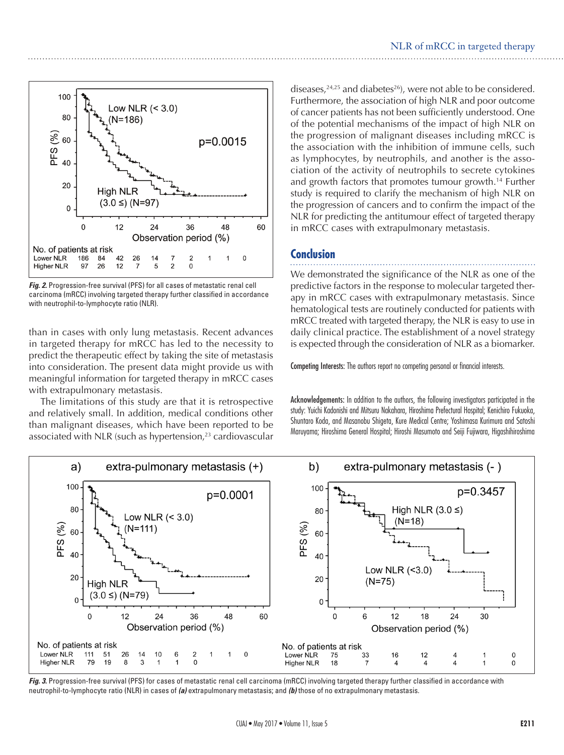100
80
60
40
20
0
PFS (%)
Low NLR (< 3.0)
(N=186)
p=0.0015
High NLR
(3.0 ≤) (N=97)
0 12 24 36 48 60
Observation period (%)
No. of patients at risk
Lower NLR 186 84 42 26 14 7 2 1 1 0
Higher NLR 97 26 12 7 5 2 0

*Fig. 2.* Progression-free survival (PFS) for all cases of metastatic renal cell carcinoma (mRCC) involving targeted therapy further classified in accordance with neutrophil-to-lymphocyte ratio (NLR).

than in cases with only lung metastasis. Recent advances in targeted therapy for mRCC has led to the necessity to predict the therapeutic effect by taking the site of metastasis into consideration. The present data might provide us with meaningful information for targeted therapy in mRCC cases with extrapulmonary metastasis.

The limitations of this study are that it is retrospective and relatively small. In addition, medical conditions other than malignant diseases, which have been reported to be associated with NLR (such as hypertension,[23] cardiovascular diseases,[24,25] and diabetes[26]), were not able to be considered. Furthermore, the association of high NLR and poor outcome of cancer patients has not been sufficiently understood. One of the potential mechanisms of the impact of high NLR on the progression of malignant diseases including mRCC is the association with the inhibition of immune cells, such as lymphocytes, by neutrophils, and another is the association of the activity of neutrophils to secrete cytokines and growth factors that promotes tumour growth.[14] Further study is required to clarify the mechanism of high NLR on the progression of cancers and to confirm the impact of the NLR for predicting the antitumour effect of targeted therapy in mRCC cases with extrapulmonary metastasis.

## Conclusion

We demonstrated the significance of the NLR as one of the predictive factors in the response to molecular targeted therapy in mRCC cases with extrapulmonary metastasis. Since hematological tests are routinely conducted for patients with mRCC treated with targeted therapy, the NLR is easy to use in daily clinical practice. The establishment of a novel strategy is expected through the consideration of NLR as a biomarker.

**Competing Interests:** The authors report no competing personal or financial interests.

**Acknowledgements:** In addition to the authors, the following investigators participated in the study: Yuichi Kadonishi and Mitsuru Nakahara, Hiroshima Prefectural Hospital; Kenichiro Fukuoka, Shuntaro Koda, and Masanobu Shigeta, Kure Medical Centre; Yoshimasa Kurimura and Satoshi Maruyama; Hiroshima General Hospital; Hiroshi Masumoto and Seiji Fujiwara, Higashihiroshima

a) extra-pulmonary metastasis (+)
100
80
60
40
20
0
PFS (%)
p=0.0001
Low NLR (< 3.0)
(N=111)
High NLR
(3.0 ≤) (N=79)
0 12 24 36 48 60
Observation period (%)
No. of patients at risk
Lower NLR 111 51 26 14 10 6 2 1 1 0
Higher NLR 79 19 8 3 1 1 0

b) extra-pulmonary metastasis (- )
100
80
60
40
20
0
PFS (%)
p=0.3457
High NLR (3.0 ≤)
(N=18)
Low NLR (<3.0)
(N=75)
0 6 12 18 24 30
Observation period (%)
No. of patients at risk
Lower NLR 75 33 16 12 4 1 0
Higher NLR 18 7 4 4 4 1 0

*Fig. 3.* Progression-free survival (PFS) for cases of metastatic renal cell carcinoma (mRCC) involving targeted therapy further classified in accordance with neutrophil-to-lymphocyte ratio (NLR) in cases of ***(a)*** extrapulmonary metastasis; and ***(b)*** those of no extrapulmonary metastasis.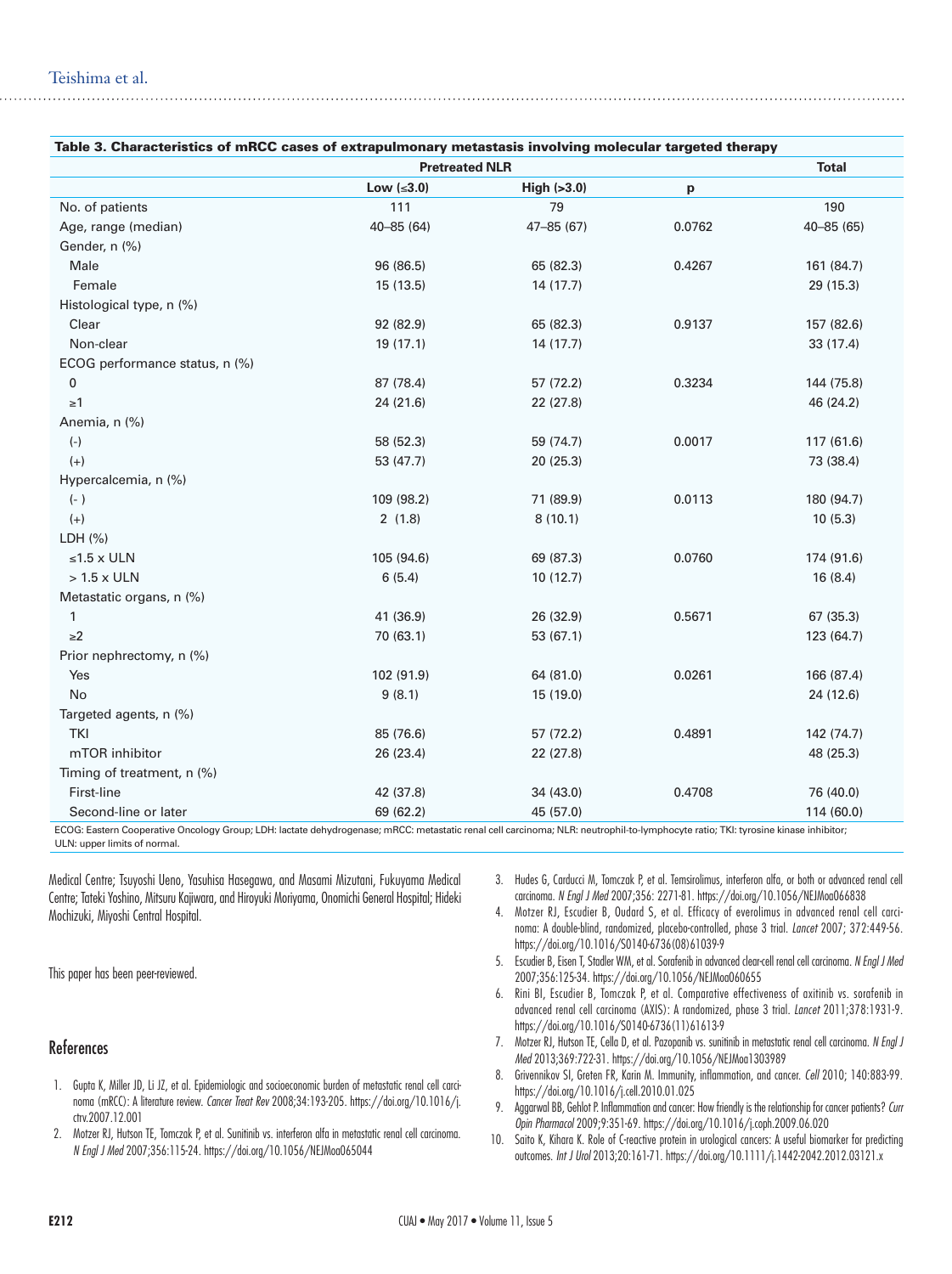**Table 3. Characteristics of mRCC cases of extrapulmonary metastasis involving molecular targeted therapy**

| | Pretreated NLR | | | Total |
|---|---|---|---|---|
| | Low (≤3.0) | High (>3.0) | p | |
| No. of patients | 111 | 79 | | 190 |
| Age, range (median) | 40–85 (64) | 47–85 (67) | 0.0762 | 40–85 (65) |
| Gender, n (%) | | | | |
| Male | 96 (86.5) | 65 (82.3) | 0.4267 | 161 (84.7) |
| Female | 15 (13.5) | 14 (17.7) | | 29 (15.3) |
| Histological type, n (%) | | | | |
| Clear | 92 (82.9) | 65 (82.3) | 0.9137 | 157 (82.6) |
| Non-clear | 19 (17.1) | 14 (17.7) | | 33 (17.4) |
| ECOG performance status, n (%) | | | | |
| 0 | 87 (78.4) | 57 (72.2) | 0.3234 | 144 (75.8) |
| ≥1 | 24 (21.6) | 22 (27.8) | | 46 (24.2) |
| Anemia, n (%) | | | | |
| (-) | 58 (52.3) | 59 (74.7) | 0.0017 | 117 (61.6) |
| (+) | 53 (47.7) | 20 (25.3) | | 73 (38.4) |
| Hypercalcemia, n (%) | | | | |
| (- ) | 109 (98.2) | 71 (89.9) | 0.0113 | 180 (94.7) |
| (+) | 2 (1.8) | 8 (10.1) | | 10 (5.3) |
| LDH (%) | | | | |
| ≤1.5 x ULN | 105 (94.6) | 69 (87.3) | 0.0760 | 174 (91.6) |
| > 1.5 x ULN | 6 (5.4) | 10 (12.7) | | 16 (8.4) |
| Metastatic organs, n (%) | | | | |
| 1 | 41 (36.9) | 26 (32.9) | 0.5671 | 67 (35.3) |
| ≥2 | 70 (63.1) | 53 (67.1) | | 123 (64.7) |
| Prior nephrectomy, n (%) | | | | |
| Yes | 102 (91.9) | 64 (81.0) | 0.0261 | 166 (87.4) |
| No | 9 (8.1) | 15 (19.0) | | 24 (12.6) |
| Targeted agents, n (%) | | | | |
| TKI | 85 (76.6) | 57 (72.2) | 0.4891 | 142 (74.7) |
| mTOR inhibitor | 26 (23.4) | 22 (27.8) | | 48 (25.3) |
| Timing of treatment, n (%) | | | | |
| First-line | 42 (37.8) | 34 (43.0) | 0.4708 | 76 (40.0) |
| Second-line or later | 69 (62.2) | 45 (57.0) | | 114 (60.0) |

ECOG: Eastern Cooperative Oncology Group; LDH: lactate dehydrogenase; mRCC: metastatic renal cell carcinoma; NLR: neutrophil-to-lymphocyte ratio; TKI: tyrosine kinase inhibitor; ULN: upper limits of normal.

Medical Centre; Tsuyoshi Ueno, Yasuhisa Hasegawa, and Masami Mizutani, Fukuyama Medical Centre; Tateki Yoshino, Mitsuru Kajiwara, and Hiroyuki Moriyama, Onomichi General Hospital; Hideki Mochizuki, Miyoshi Central Hospital.

This paper has been peer-reviewed.

## References

1. Gupta K, Miller JD, Li JZ, et al. Epidemiologic and socioeconomic burden of metastatic renal cell carcinoma (mRCC): A literature review. *Cancer Treat Rev* 2008;34:193-205. https://doi.org/10.1016/j.ctrv.2007.12.001
2. Motzer RJ, Hutson TE, Tomczak P, et al. Sunitinib vs. interferon alfa in metastatic renal cell carcinoma. *N Engl J Med* 2007;356:115-24. https://doi.org/10.1056/NEJMoa065044
3. Hudes G, Carducci M, Tomczak P, et al. Temsirolimus, interferon alfa, or both or advanced renal cell carcinoma. *N Engl J Med* 2007;356: 2271-81. https://doi.org/10.1056/NEJMoa066838
4. Motzer RJ, Escudier B, Oudard S, et al. Efficacy of everolimus in advanced renal cell carcinoma: A double-blind, randomized, placebo-controlled, phase 3 trial. *Lancet* 2007; 372:449-56. https://doi.org/10.1016/S0140-6736(08)61039-9
5. Escudier B, Eisen T, Stadler WM, et al. Sorafenib in advanced clear-cell renal cell carcinoma. *N Engl J Med* 2007;356:125-34. https://doi.org/10.1056/NEJMoa060655
6. Rini BI, Escudier B, Tomczak P, et al. Comparative effectiveness of axitinib vs. sorafenib in advanced renal cell carcinoma (AXIS): A randomized, phase 3 trial. *Lancet* 2011;378:1931-9. https://doi.org/10.1016/S0140-6736(11)61613-9
7. Motzer RJ, Hutson TE, Cella D, et al. Pazopanib vs. sunitinib in metastatic renal cell carcinoma. *N Engl J Med* 2013;369:722-31. https://doi.org/10.1056/NEJMoa1303989
8. Grivennikov SI, Greten FR, Karin M. Immunity, inflammation, and cancer. *Cell* 2010; 140:883-99. https://doi.org/10.1016/j.cell.2010.01.025
9. Aggarwal BB, Gehlot P. Inflammation and cancer: How friendly is the relationship for cancer patients? *Curr Opin Pharmacol* 2009;9:351-69. https://doi.org/10.1016/j.coph.2009.06.020
10. Saito K, Kihara K. Role of C-reactive protein in urological cancers: A useful biomarker for predicting outcomes. *Int J Urol* 2013;20:161-71. https://doi.org/10.1111/j.1442-2042.2012.03121.x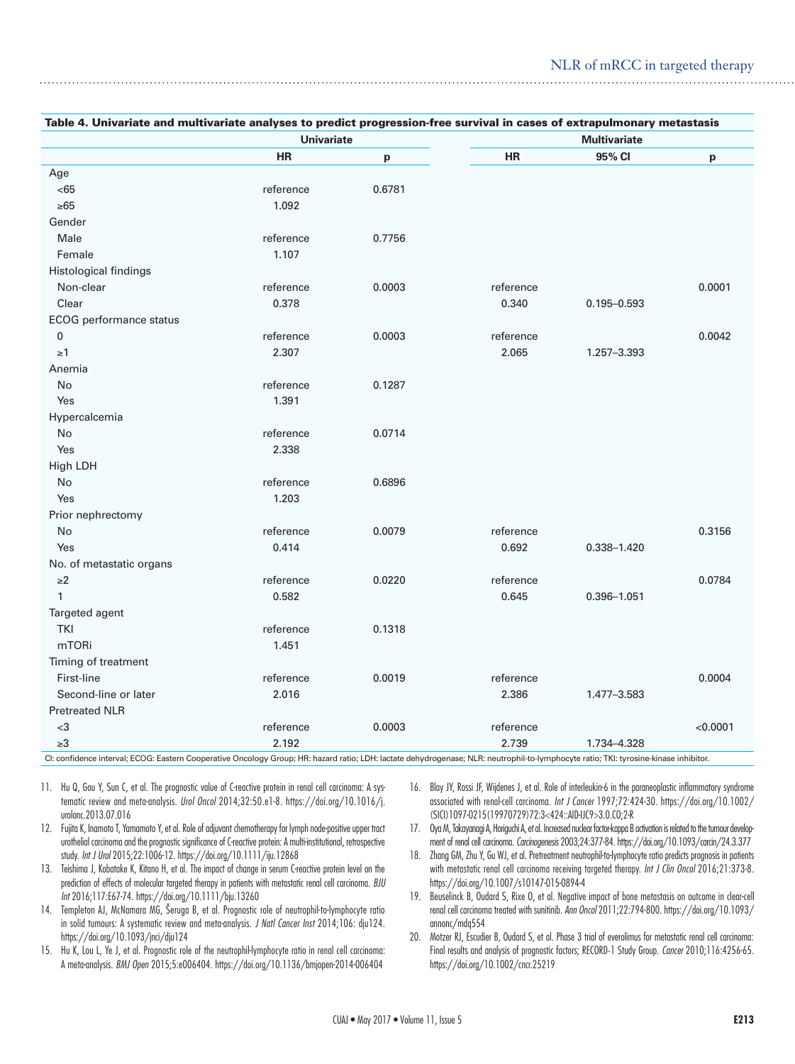**Table 4. Univariate and multivariate analyses to predict progression-free survival in cases of extrapulmonary metastasis**

| | Univariate | | Multivariate | | |
|---|---|---|---|---|---|
| | HR | p | HR | 95% CI | p |
| Age | | | | | |
| <65 | reference | 0.6781 | | | |
| ≥65 | 1.092 | | | | |
| Gender | | | | | |
| Male | reference | 0.7756 | | | |
| Female | 1.107 | | | | |
| Histological findings | | | | | |
| Non-clear | reference | 0.0003 | reference | | 0.0001 |
| Clear | 0.378 | | 0.340 | 0.195–0.593 | |
| ECOG performance status | | | | | |
| 0 | reference | 0.0003 | reference | | 0.0042 |
| ≥1 | 2.307 | | 2.065 | 1.257–3.393 | |
| Anemia | | | | | |
| No | reference | 0.1287 | | | |
| Yes | 1.391 | | | | |
| Hypercalcemia | | | | | |
| No | reference | 0.0714 | | | |
| Yes | 2.338 | | | | |
| High LDH | | | | | |
| No | reference | 0.6896 | | | |
| Yes | 1.203 | | | | |
| Prior nephrectomy | | | | | |
| No | reference | 0.0079 | reference | | 0.3156 |
| Yes | 0.414 | | 0.692 | 0.338–1.420 | |
| No. of metastatic organs | | | | | |
| ≥2 | reference | 0.0220 | reference | | 0.0784 |
| 1 | 0.582 | | 0.645 | 0.396–1.051 | |
| Targeted agent | | | | | |
| TKI | reference | 0.1318 | | | |
| mTORi | 1.451 | | | | |
| Timing of treatment | | | | | |
| First-line | reference | 0.0019 | reference | | 0.0004 |
| Second-line or later | 2.016 | | 2.386 | 1.477–3.583 | |
| Pretreated NLR | | | | | |
| <3 | reference | 0.0003 | reference | | <0.0001 |
| ≥3 | 2.192 | | 2.739 | 1.734–4.328 | |

CI: confidence interval; ECOG: Eastern Cooperative Oncology Group; HR: hazard ratio; LDH: lactate dehydrogenase; NLR: neutrophil-to-lymphocyte ratio; TKI: tyrosine-kinase inhibitor.

11. Hu Q, Gou Y, Sun C, et al. The prognostic value of C-reactive protein in renal cell carcinoma: A systematic review and meta-analysis. *Urol Oncol* 2014;32:50.e1-8. https://doi.org/10.1016/j.urolonc.2013.07.016
12. Fujita K, Inamoto T, Yamamoto Y, et al. Role of adjuvant chemotherapy for lymph node-positive upper tract urothelial carcinoma and the prognostic significance of C-reactive protein: A multi-institutional, retrospective study. *Int J Urol* 2015;22:1006-12. https://doi.org/10.1111/iju.12868
13. Teishima J, Kobatake K, Kitano H, et al. The impact of change in serum C-reactive protein level on the prediction of effects of molecular targeted therapy in patients with metastatic renal cell carcinoma. *BJU Int* 2016;117:E67-74. https://doi.org/10.1111/bju.13260
14. Templeton AJ, McNamara MG, Šeruga B, et al. Prognostic role of neutrophil-to-lymphocyte ratio in solid tumours: A systematic review and meta-analysis. *J Natl Cancer Inst* 2014;106: dju124. https://doi.org/10.1093/jnci/dju124
15. Hu K, Lou L, Ye J, et al. Prognostic role of the neutrophil-lymphocyte ratio in renal cell carcinoma: A meta-analysis. *BMJ Open* 2015;5:e006404. https://doi.org/10.1136/bmjopen-2014-006404
16. Blay JY, Rossi JF, Wijdenes J, et al. Role of interleukin-6 in the paraneoplastic inflammatory syndrome associated with renal-cell carcinoma. *Int J Cancer* 1997;72:424-30. https://doi.org/10.1002/(SICI)1097-0215(19970729)72:3<424::AID-IJC9>3.0.CO;2-R
17. Oya M, Takayanagi A, Horiguchi A, et al. Increased nuclear factor-kappa B activation is related to the tumour development of renal cell carcinoma. *Carcinogenesis* 2003;24:377-84. https://doi.org/10.1093/carcin/24.3.377
18. Zhang GM, Zhu Y, Gu WJ, et al. Pretreatment neutrophil-to-lymphocyte ratio predicts prognosis in patients with metastatic renal cell carcinoma receiving targeted therapy. *Int J Clin Oncol* 2016;21:373-8. https://doi.org/10.1007/s10147-015-0894-4
19. Beuselinck B, Oudard S, Rixe O, et al. Negative impact of bone metastasis on outcome in clear-cell renal cell carcinoma treated with sunitinib. *Ann Oncol* 2011;22:794-800. https://doi.org/10.1093/annonc/mdq554
20. Motzer RJ, Escudier B, Oudard S, et al. Phase 3 trial of everolimus for metastatic renal cell carcinoma: Final results and analysis of prognostic factors; RECORD-1 Study Group. *Cancer* 2010;116:4256-65. https://doi.org/10.1002/cncr.25219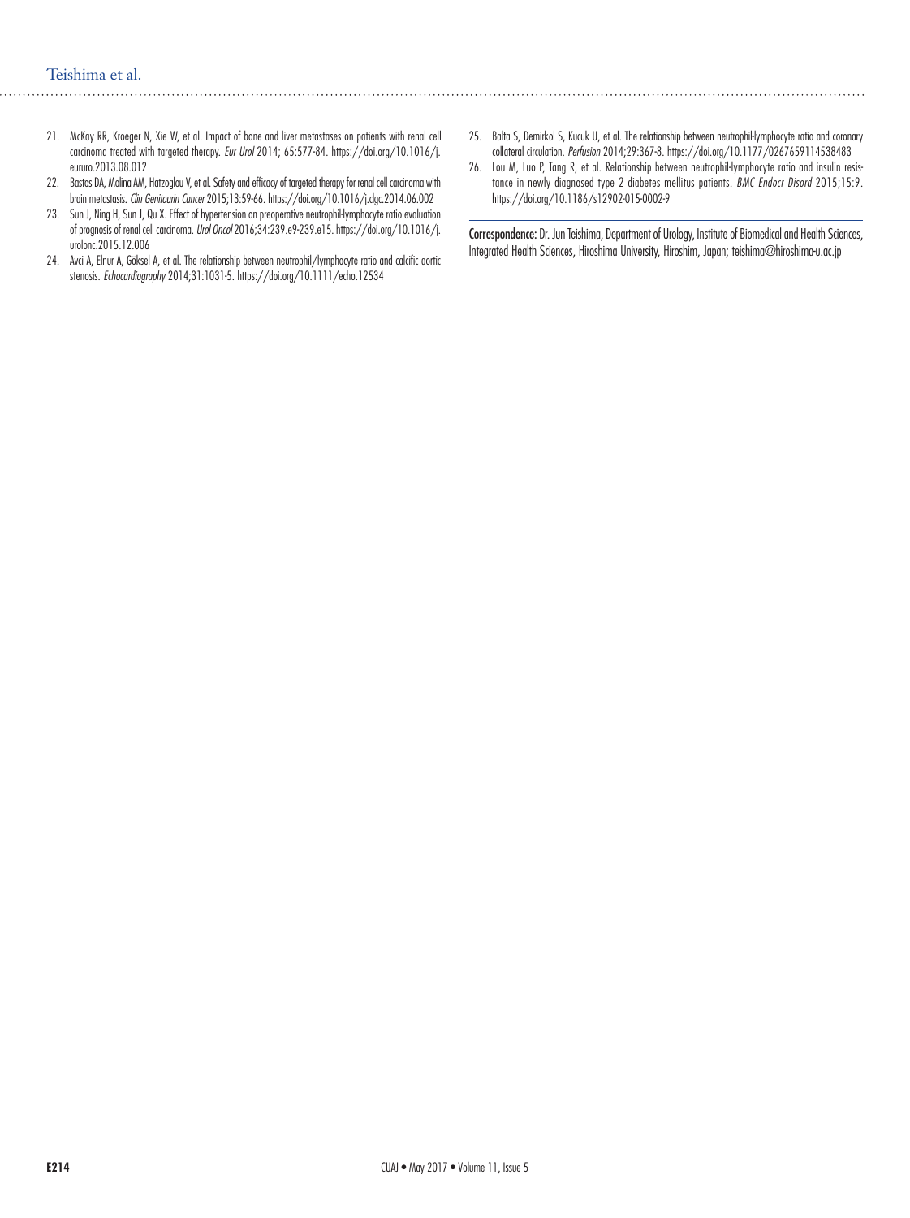21. McKay RR, Kroeger N, Xie W, et al. Impact of bone and liver metastases on patients with renal cell carcinoma treated with targeted therapy. *Eur Urol* 2014; 65:577-84. https://doi.org/10.1016/j.eururo.2013.08.012
22. Bastos DA, Molina AM, Hatzoglou V, et al. Safety and efficacy of targeted therapy for renal cell carcinoma with brain metastasis. *Clin Genitourin Cancer* 2015;13:59-66. https://doi.org/10.1016/j.clgc.2014.06.002
23. Sun J, Ning H, Sun J, Qu X. Effect of hypertension on preoperative neutrophil-lymphocyte ratio evaluation of prognosis of renal cell carcinoma. *Urol Oncol* 2016;34:239.e9-239.e15. https://doi.org/10.1016/j.urolonc.2015.12.006
24. Avci A, Elnur A, Göksel A, et al. The relationship between neutrophil/lymphocyte ratio and calcific aortic stenosis. *Echocardiography* 2014;31:1031-5. https://doi.org/10.1111/echo.12534
25. Balta S, Demirkol S, Kucuk U, et al. The relationship between neutrophil-lymphocyte ratio and coronary collateral circulation. *Perfusion* 2014;29:367-8. https://doi.org/10.1177/0267659114538483
26. Lou M, Luo P, Tang R, et al. Relationship between neutrophil-lymphocyte ratio and insulin resistance in newly diagnosed type 2 diabetes mellitus patients. *BMC Endocr Disord* 2015;15:9. https://doi.org/10.1186/s12902-015-0002-9

**Correspondence:** Dr. Jun Teishima, Department of Urology, Institute of Biomedical and Health Sciences, Integrated Health Sciences, Hiroshima University, Hiroshim, Japan; teishima@hiroshima-u.ac.jp